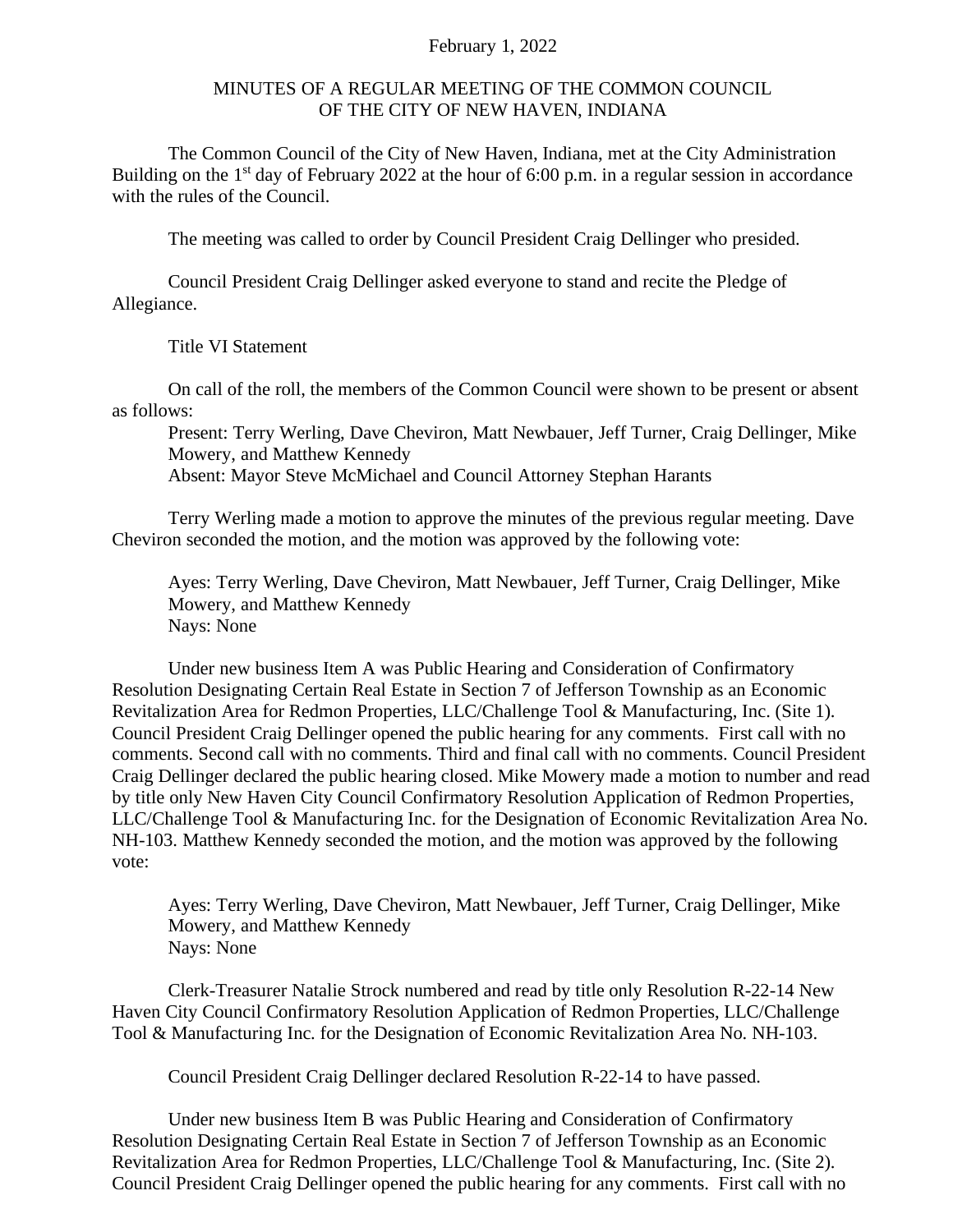February 1, 2022

# MINUTES OF A REGULAR MEETING OF THE COMMON COUNCIL OF THE CITY OF NEW HAVEN, INDIANA

The Common Council of the City of New Haven, Indiana, met at the City Administration Building on the 1st day of February 2022 at the hour of 6:00 p.m. in a regular session in accordance with the rules of the Council.

The meeting was called to order by Council President Craig Dellinger who presided.

Council President Craig Dellinger asked everyone to stand and recite the Pledge of Allegiance.

Title VI Statement

On call of the roll, the members of the Common Council were shown to be present or absent as follows:

Present: Terry Werling, Dave Cheviron, Matt Newbauer, Jeff Turner, Craig Dellinger, Mike Mowery, and Matthew Kennedy
Absent: Mayor Steve McMichael and Council Attorney Stephan Harants

Terry Werling made a motion to approve the minutes of the previous regular meeting. Dave Cheviron seconded the motion, and the motion was approved by the following vote:

Ayes: Terry Werling, Dave Cheviron, Matt Newbauer, Jeff Turner, Craig Dellinger, Mike Mowery, and Matthew Kennedy
Nays: None

Under new business Item A was Public Hearing and Consideration of Confirmatory Resolution Designating Certain Real Estate in Section 7 of Jefferson Township as an Economic Revitalization Area for Redmon Properties, LLC/Challenge Tool & Manufacturing, Inc. (Site 1). Council President Craig Dellinger opened the public hearing for any comments. First call with no comments. Second call with no comments. Third and final call with no comments. Council President Craig Dellinger declared the public hearing closed. Mike Mowery made a motion to number and read by title only New Haven City Council Confirmatory Resolution Application of Redmon Properties, LLC/Challenge Tool & Manufacturing Inc. for the Designation of Economic Revitalization Area No. NH-103. Matthew Kennedy seconded the motion, and the motion was approved by the following vote:

Ayes: Terry Werling, Dave Cheviron, Matt Newbauer, Jeff Turner, Craig Dellinger, Mike Mowery, and Matthew Kennedy
Nays: None

Clerk-Treasurer Natalie Strock numbered and read by title only Resolution R-22-14 New Haven City Council Confirmatory Resolution Application of Redmon Properties, LLC/Challenge Tool & Manufacturing Inc. for the Designation of Economic Revitalization Area No. NH-103.

Council President Craig Dellinger declared Resolution R-22-14 to have passed.

Under new business Item B was Public Hearing and Consideration of Confirmatory Resolution Designating Certain Real Estate in Section 7 of Jefferson Township as an Economic Revitalization Area for Redmon Properties, LLC/Challenge Tool & Manufacturing, Inc. (Site 2). Council President Craig Dellinger opened the public hearing for any comments. First call with no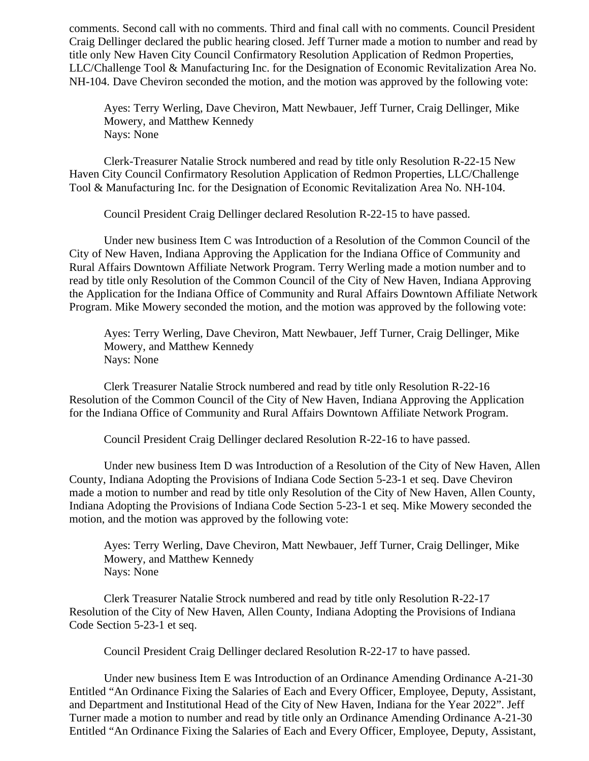comments. Second call with no comments. Third and final call with no comments. Council President Craig Dellinger declared the public hearing closed. Jeff Turner made a motion to number and read by title only New Haven City Council Confirmatory Resolution Application of Redmon Properties, LLC/Challenge Tool & Manufacturing Inc. for the Designation of Economic Revitalization Area No. NH-104. Dave Cheviron seconded the motion, and the motion was approved by the following vote:

Ayes: Terry Werling, Dave Cheviron, Matt Newbauer, Jeff Turner, Craig Dellinger, Mike Mowery, and Matthew Kennedy
Nays: None

Clerk-Treasurer Natalie Strock numbered and read by title only Resolution R-22-15 New Haven City Council Confirmatory Resolution Application of Redmon Properties, LLC/Challenge Tool & Manufacturing Inc. for the Designation of Economic Revitalization Area No. NH-104.

Council President Craig Dellinger declared Resolution R-22-15 to have passed.

Under new business Item C was Introduction of a Resolution of the Common Council of the City of New Haven, Indiana Approving the Application for the Indiana Office of Community and Rural Affairs Downtown Affiliate Network Program. Terry Werling made a motion number and to read by title only Resolution of the Common Council of the City of New Haven, Indiana Approving the Application for the Indiana Office of Community and Rural Affairs Downtown Affiliate Network Program. Mike Mowery seconded the motion, and the motion was approved by the following vote:

Ayes: Terry Werling, Dave Cheviron, Matt Newbauer, Jeff Turner, Craig Dellinger, Mike Mowery, and Matthew Kennedy
Nays: None

Clerk Treasurer Natalie Strock numbered and read by title only Resolution R-22-16 Resolution of the Common Council of the City of New Haven, Indiana Approving the Application for the Indiana Office of Community and Rural Affairs Downtown Affiliate Network Program.

Council President Craig Dellinger declared Resolution R-22-16 to have passed.

Under new business Item D was Introduction of a Resolution of the City of New Haven, Allen County, Indiana Adopting the Provisions of Indiana Code Section 5-23-1 et seq. Dave Cheviron made a motion to number and read by title only Resolution of the City of New Haven, Allen County, Indiana Adopting the Provisions of Indiana Code Section 5-23-1 et seq. Mike Mowery seconded the motion, and the motion was approved by the following vote:

Ayes: Terry Werling, Dave Cheviron, Matt Newbauer, Jeff Turner, Craig Dellinger, Mike Mowery, and Matthew Kennedy
Nays: None

Clerk Treasurer Natalie Strock numbered and read by title only Resolution R-22-17 Resolution of the City of New Haven, Allen County, Indiana Adopting the Provisions of Indiana Code Section 5-23-1 et seq.

Council President Craig Dellinger declared Resolution R-22-17 to have passed.

Under new business Item E was Introduction of an Ordinance Amending Ordinance A-21-30 Entitled "An Ordinance Fixing the Salaries of Each and Every Officer, Employee, Deputy, Assistant, and Department and Institutional Head of the City of New Haven, Indiana for the Year 2022". Jeff Turner made a motion to number and read by title only an Ordinance Amending Ordinance A-21-30 Entitled "An Ordinance Fixing the Salaries of Each and Every Officer, Employee, Deputy, Assistant,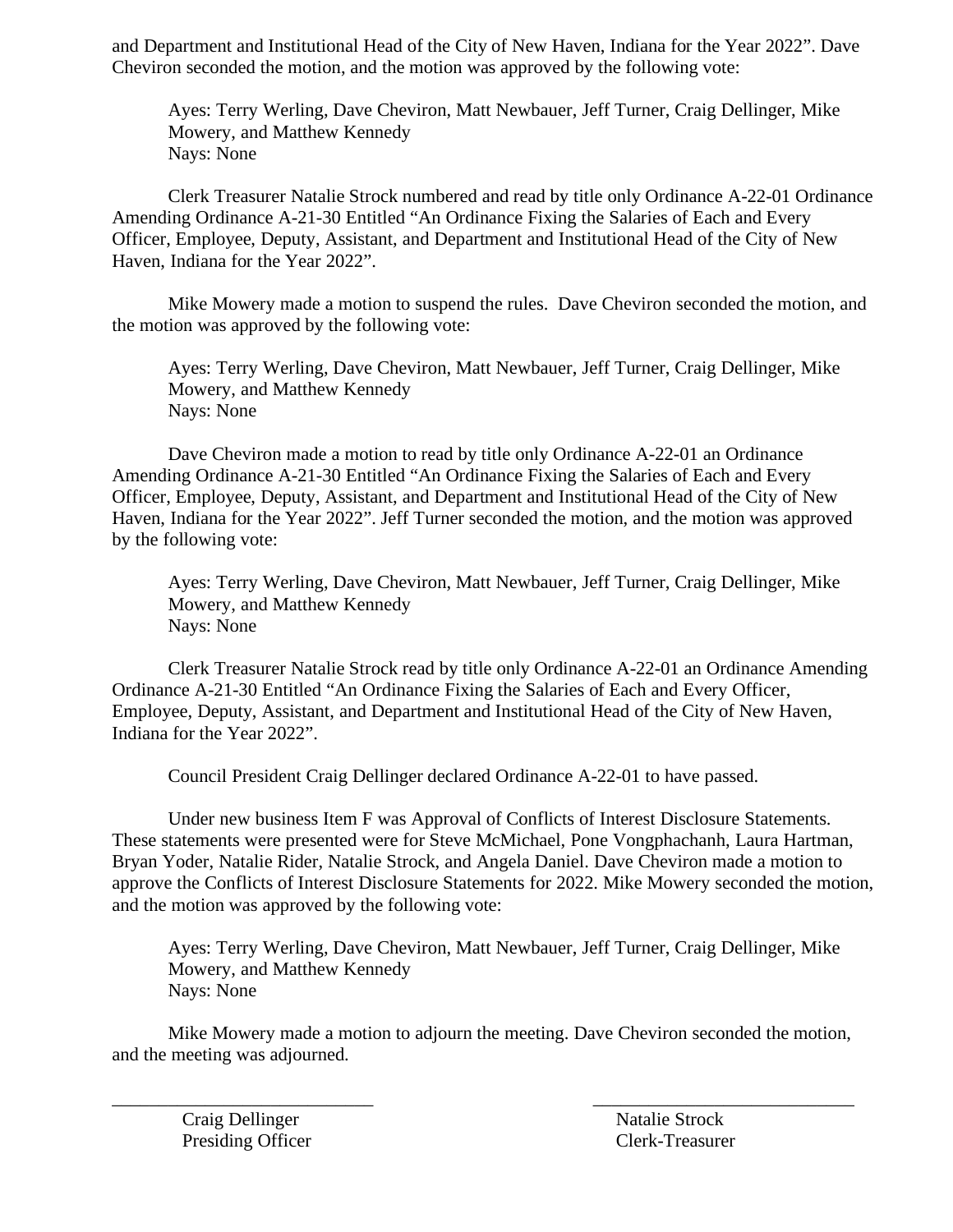and Department and Institutional Head of the City of New Haven, Indiana for the Year 2022". Dave Cheviron seconded the motion, and the motion was approved by the following vote:

Ayes: Terry Werling, Dave Cheviron, Matt Newbauer, Jeff Turner, Craig Dellinger, Mike Mowery, and Matthew Kennedy
Nays: None

Clerk Treasurer Natalie Strock numbered and read by title only Ordinance A-22-01 Ordinance Amending Ordinance A-21-30 Entitled "An Ordinance Fixing the Salaries of Each and Every Officer, Employee, Deputy, Assistant, and Department and Institutional Head of the City of New Haven, Indiana for the Year 2022".

Mike Mowery made a motion to suspend the rules. Dave Cheviron seconded the motion, and the motion was approved by the following vote:

Ayes: Terry Werling, Dave Cheviron, Matt Newbauer, Jeff Turner, Craig Dellinger, Mike Mowery, and Matthew Kennedy
Nays: None

Dave Cheviron made a motion to read by title only Ordinance A-22-01 an Ordinance Amending Ordinance A-21-30 Entitled "An Ordinance Fixing the Salaries of Each and Every Officer, Employee, Deputy, Assistant, and Department and Institutional Head of the City of New Haven, Indiana for the Year 2022". Jeff Turner seconded the motion, and the motion was approved by the following vote:

Ayes: Terry Werling, Dave Cheviron, Matt Newbauer, Jeff Turner, Craig Dellinger, Mike Mowery, and Matthew Kennedy
Nays: None

Clerk Treasurer Natalie Strock read by title only Ordinance A-22-01 an Ordinance Amending Ordinance A-21-30 Entitled "An Ordinance Fixing the Salaries of Each and Every Officer, Employee, Deputy, Assistant, and Department and Institutional Head of the City of New Haven, Indiana for the Year 2022".

Council President Craig Dellinger declared Ordinance A-22-01 to have passed.

Under new business Item F was Approval of Conflicts of Interest Disclosure Statements. These statements were presented were for Steve McMichael, Pone Vongphachanh, Laura Hartman, Bryan Yoder, Natalie Rider, Natalie Strock, and Angela Daniel. Dave Cheviron made a motion to approve the Conflicts of Interest Disclosure Statements for 2022. Mike Mowery seconded the motion, and the motion was approved by the following vote:

Ayes: Terry Werling, Dave Cheviron, Matt Newbauer, Jeff Turner, Craig Dellinger, Mike Mowery, and Matthew Kennedy
Nays: None

Mike Mowery made a motion to adjourn the meeting. Dave Cheviron seconded the motion, and the meeting was adjourned.

\_\_\_\_\_\_\_\_\_\_\_\_\_\_\_\_\_\_\_\_\_\_\_\_\_\_\_\_
Craig Dellinger
Presiding Officer

\_\_\_\_\_\_\_\_\_\_\_\_\_\_\_\_\_\_\_\_\_\_\_\_\_\_\_\_
Natalie Strock
Clerk-Treasurer